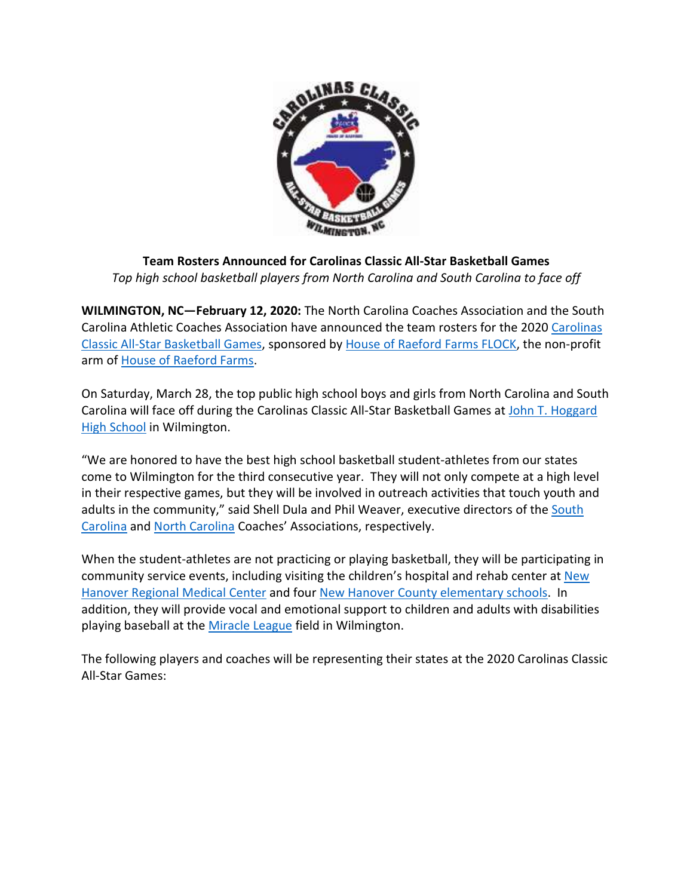**Team Rosters Announced for Carolinas Classic All-Star Basketball Games**

*Top high school basketball players from North Carolina and South Carolina to face off*

**WILMINGTON, NC—February 12, 2020:** The North Carolina Coaches Association and the South Carolina Athletic Coaches Association have announced the team rosters for the 2020 Carolinas Classic All-Star Basketball Games, sponsored by House of Raeford Farms FLOCK, the non-profit arm of House of Raeford Farms.

On Saturday, March 28, the top public high school boys and girls from North Carolina and South Carolina will face off during the Carolinas Classic All-Star Basketball Games at John T. Hoggard High School in Wilmington.

"We are honored to have the best high school basketball student-athletes from our states come to Wilmington for the third consecutive year. They will not only compete at a high level in their respective games, but they will be involved in outreach activities that touch youth and adults in the community," said Shell Dula and Phil Weaver, executive directors of the South Carolina and North Carolina Coaches' Associations, respectively.

When the student-athletes are not practicing or playing basketball, they will be participating in community service events, including visiting the children's hospital and rehab center at New Hanover Regional Medical Center and four New Hanover County elementary schools. In addition, they will provide vocal and emotional support to children and adults with disabilities playing baseball at the Miracle League field in Wilmington.

The following players and coaches will be representing their states at the 2020 Carolinas Classic All-Star Games: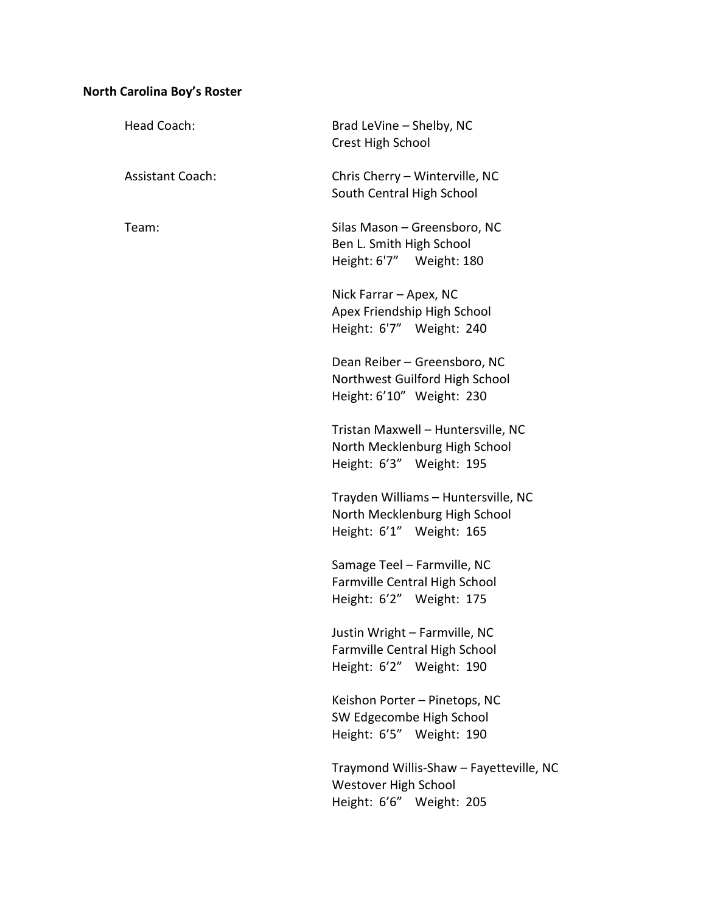**North Carolina Boy's Roster**

Head Coach:

Brad LeVine – Shelby, NC
Crest High School

Assistant Coach:

Chris Cherry – Winterville, NC
South Central High School

Team:

Silas Mason – Greensboro, NC
Ben L. Smith High School
Height: 6'7" Weight: 180

Nick Farrar – Apex, NC
Apex Friendship High School
Height: 6'7" Weight: 240

Dean Reiber – Greensboro, NC
Northwest Guilford High School
Height: 6'10" Weight: 230

Tristan Maxwell – Huntersville, NC
North Mecklenburg High School
Height: 6'3" Weight: 195

Trayden Williams – Huntersville, NC
North Mecklenburg High School
Height: 6'1" Weight: 165

Samage Teel – Farmville, NC
Farmville Central High School
Height: 6'2" Weight: 175

Justin Wright – Farmville, NC
Farmville Central High School
Height: 6'2" Weight: 190

Keishon Porter – Pinetops, NC
SW Edgecombe High School
Height: 6'5" Weight: 190

Traymond Willis-Shaw – Fayetteville, NC
Westover High School
Height: 6'6" Weight: 205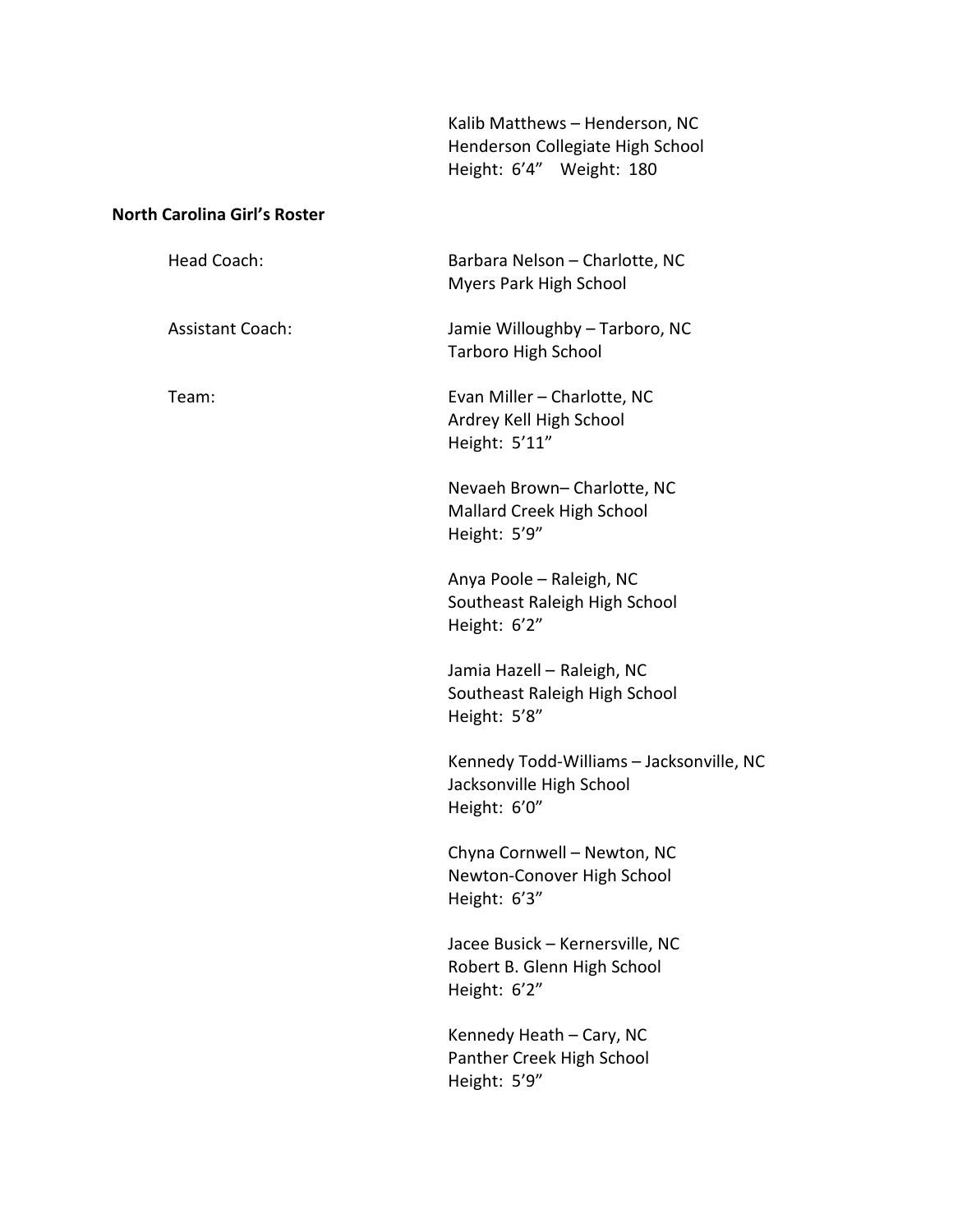Kalib Matthews – Henderson, NC
Henderson Collegiate High School
Height: 6'4" Weight: 180

**North Carolina Girl's Roster**

Head Coach:

Barbara Nelson – Charlotte, NC
Myers Park High School

Assistant Coach:

Jamie Willoughby – Tarboro, NC
Tarboro High School

Team:

Evan Miller – Charlotte, NC
Ardrey Kell High School
Height: 5'11"

Nevaeh Brown– Charlotte, NC
Mallard Creek High School
Height: 5'9"

Anya Poole – Raleigh, NC
Southeast Raleigh High School
Height: 6'2"

Jamia Hazell – Raleigh, NC
Southeast Raleigh High School
Height: 5'8"

Kennedy Todd-Williams – Jacksonville, NC
Jacksonville High School
Height: 6'0"

Chyna Cornwell – Newton, NC
Newton-Conover High School
Height: 6'3"

Jacee Busick – Kernersville, NC
Robert B. Glenn High School
Height: 6'2"

Kennedy Heath – Cary, NC
Panther Creek High School
Height: 5'9"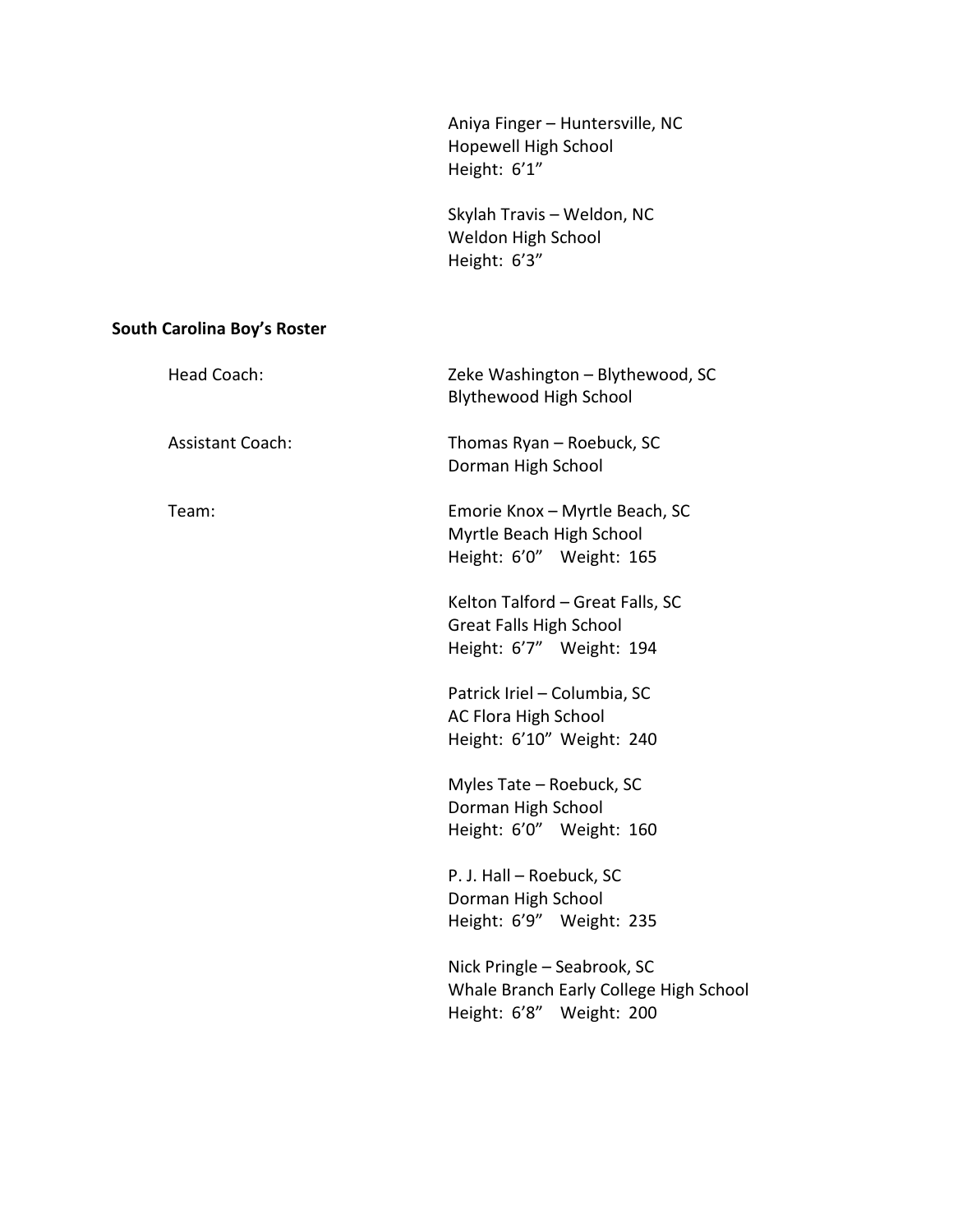Aniya Finger – Huntersville, NC
Hopewell High School
Height: 6'1"

Skylah Travis – Weldon, NC
Weldon High School
Height: 6'3"

**South Carolina Boy's Roster**

Head Coach:

Zeke Washington – Blythewood, SC
Blythewood High School

Assistant Coach:

Thomas Ryan – Roebuck, SC
Dorman High School

Team:

Emorie Knox – Myrtle Beach, SC
Myrtle Beach High School
Height: 6'0" Weight: 165

Kelton Talford – Great Falls, SC
Great Falls High School
Height: 6'7" Weight: 194

Patrick Iriel – Columbia, SC
AC Flora High School
Height: 6'10" Weight: 240

Myles Tate – Roebuck, SC
Dorman High School
Height: 6'0" Weight: 160

P. J. Hall – Roebuck, SC
Dorman High School
Height: 6'9" Weight: 235

Nick Pringle – Seabrook, SC
Whale Branch Early College High School
Height: 6'8" Weight: 200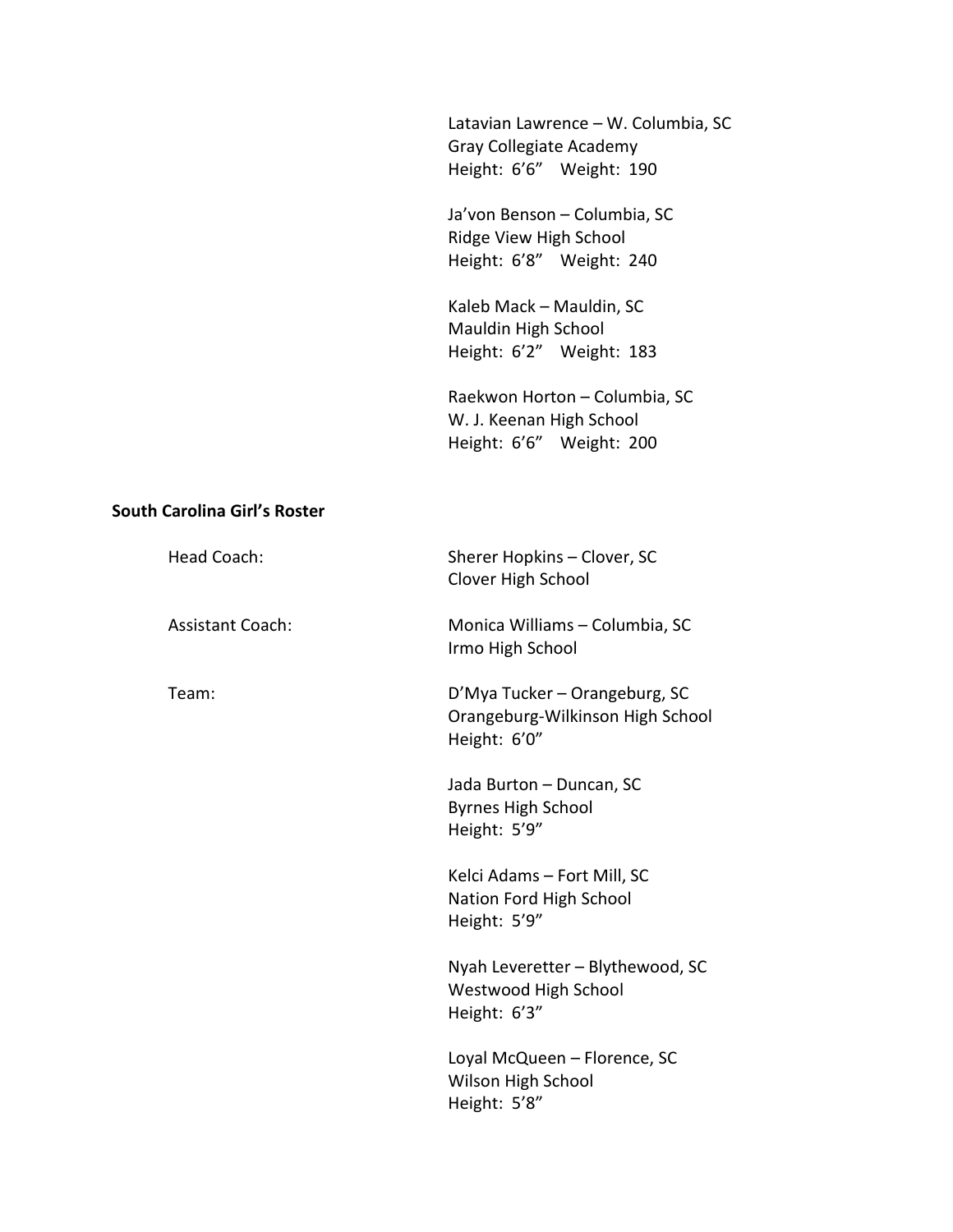Latavian Lawrence – W. Columbia, SC
Gray Collegiate Academy
Height: 6'6" Weight: 190

Ja'von Benson – Columbia, SC
Ridge View High School
Height: 6'8" Weight: 240

Kaleb Mack – Mauldin, SC
Mauldin High School
Height: 6'2" Weight: 183

Raekwon Horton – Columbia, SC
W. J. Keenan High School
Height: 6'6" Weight: 200

**South Carolina Girl's Roster**

Head Coach: Sherer Hopkins – Clover, SC
Clover High School

Assistant Coach: Monica Williams – Columbia, SC
Irmo High School

Team:

D'Mya Tucker – Orangeburg, SC
Orangeburg-Wilkinson High School
Height: 6'0"

Jada Burton – Duncan, SC
Byrnes High School
Height: 5'9"

Kelci Adams – Fort Mill, SC
Nation Ford High School
Height: 5'9"

Nyah Leveretter – Blythewood, SC
Westwood High School
Height: 6'3"

Loyal McQueen – Florence, SC
Wilson High School
Height: 5'8"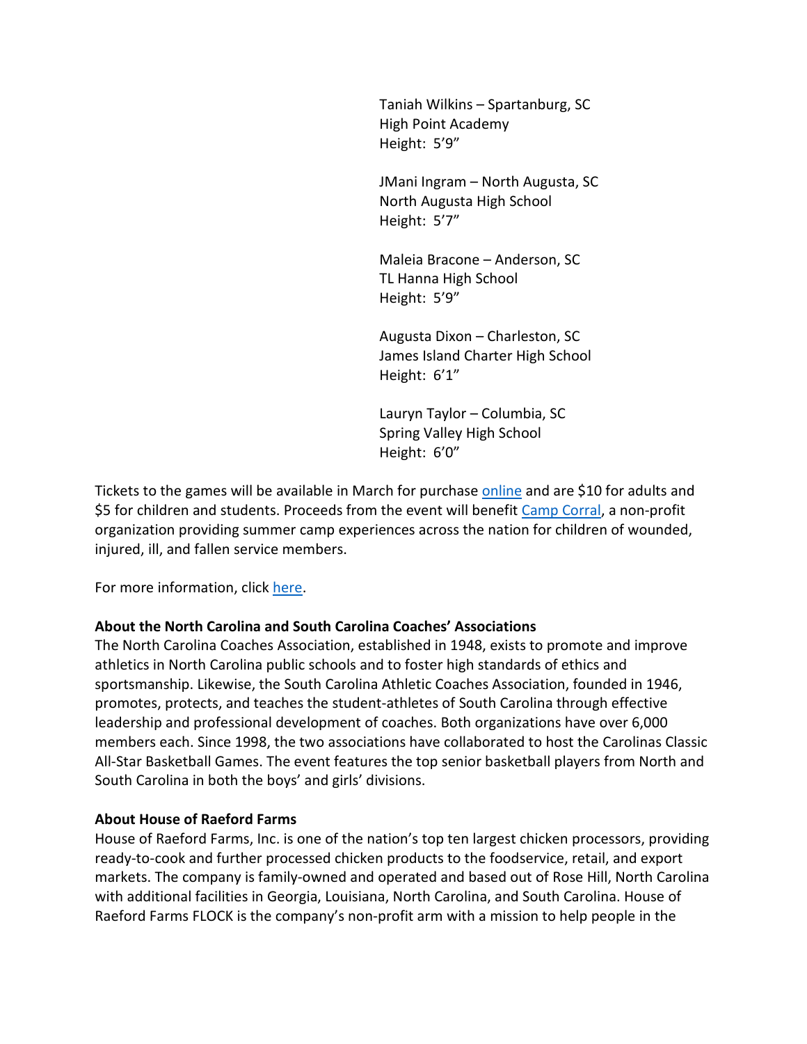Taniah Wilkins – Spartanburg, SC
High Point Academy
Height: 5'9"

JMani Ingram – North Augusta, SC
North Augusta High School
Height: 5'7"

Maleia Bracone – Anderson, SC
TL Hanna High School
Height: 5'9"

Augusta Dixon – Charleston, SC
James Island Charter High School
Height: 6'1"

Lauryn Taylor – Columbia, SC
Spring Valley High School
Height: 6'0"

Tickets to the games will be available in March for purchase online and are $10 for adults and $5 for children and students. Proceeds from the event will benefit Camp Corral, a non-profit organization providing summer camp experiences across the nation for children of wounded, injured, ill, and fallen service members.

For more information, click here.

**About the North Carolina and South Carolina Coaches' Associations**
The North Carolina Coaches Association, established in 1948, exists to promote and improve athletics in North Carolina public schools and to foster high standards of ethics and sportsmanship. Likewise, the South Carolina Athletic Coaches Association, founded in 1946, promotes, protects, and teaches the student-athletes of South Carolina through effective leadership and professional development of coaches. Both organizations have over 6,000 members each. Since 1998, the two associations have collaborated to host the Carolinas Classic All-Star Basketball Games. The event features the top senior basketball players from North and South Carolina in both the boys' and girls' divisions.

**About House of Raeford Farms**
House of Raeford Farms, Inc. is one of the nation's top ten largest chicken processors, providing ready-to-cook and further processed chicken products to the foodservice, retail, and export markets. The company is family-owned and operated and based out of Rose Hill, North Carolina with additional facilities in Georgia, Louisiana, North Carolina, and South Carolina. House of Raeford Farms FLOCK is the company's non-profit arm with a mission to help people in the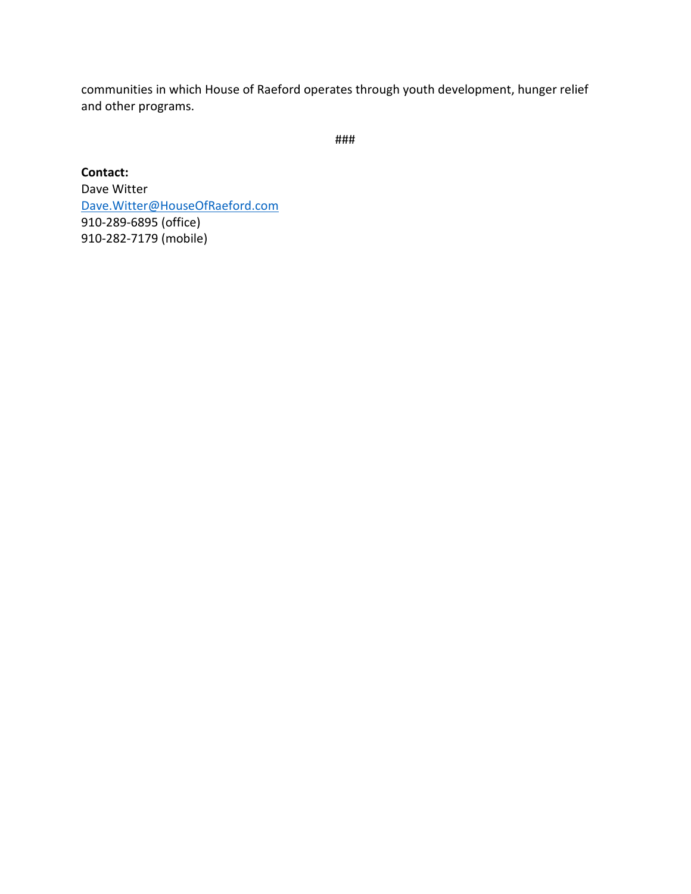communities in which House of Raeford operates through youth development, hunger relief and other programs.

###

**Contact:**
Dave Witter
Dave.Witter@HouseOfRaeford.com
910-289-6895 (office)
910-282-7179 (mobile)